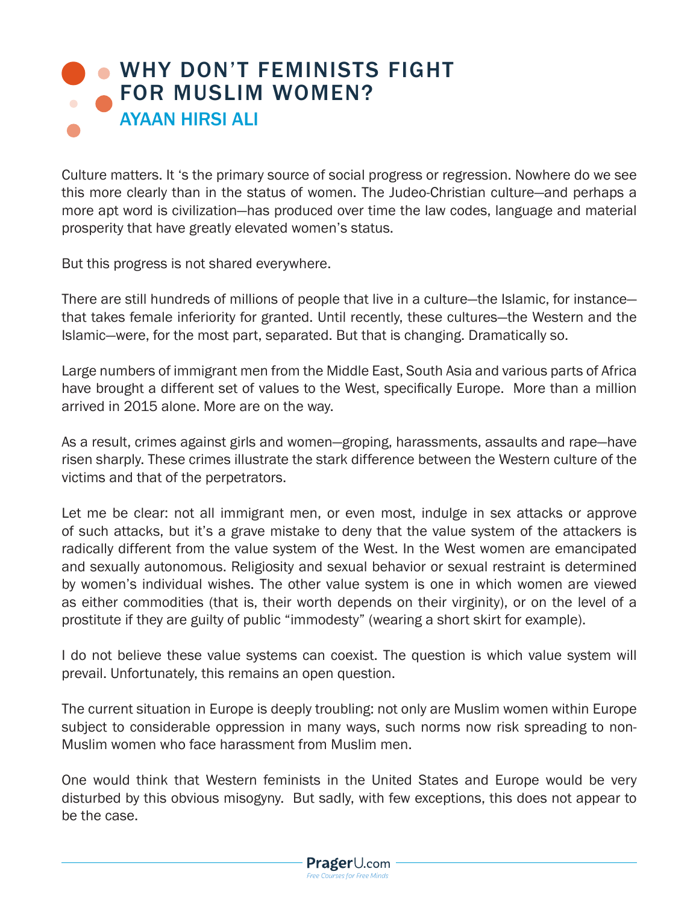# WHY DON'T FEMINISTS FIGHT FOR MUSLIM WOMEN?

## AYAAN HIRSI ALI

Culture matters. It 's the primary source of social progress or regression. Nowhere do we see this more clearly than in the status of women. The Judeo-Christian culture—and perhaps a more apt word is civilization—has produced over time the law codes, language and material prosperity that have greatly elevated women's status.

But this progress is not shared everywhere.

There are still hundreds of millions of people that live in a culture—the Islamic, for instance—that takes female inferiority for granted. Until recently, these cultures—the Western and the Islamic—were, for the most part, separated. But that is changing. Dramatically so.

Large numbers of immigrant men from the Middle East, South Asia and various parts of Africa have brought a different set of values to the West, specifically Europe. More than a million arrived in 2015 alone. More are on the way.

As a result, crimes against girls and women—groping, harassments, assaults and rape—have risen sharply. These crimes illustrate the stark difference between the Western culture of the victims and that of the perpetrators.

Let me be clear: not all immigrant men, or even most, indulge in sex attacks or approve of such attacks, but it's a grave mistake to deny that the value system of the attackers is radically different from the value system of the West. In the West women are emancipated and sexually autonomous. Religiosity and sexual behavior or sexual restraint is determined by women's individual wishes. The other value system is one in which women are viewed as either commodities (that is, their worth depends on their virginity), or on the level of a prostitute if they are guilty of public "immodesty" (wearing a short skirt for example).

I do not believe these value systems can coexist. The question is which value system will prevail. Unfortunately, this remains an open question.

The current situation in Europe is deeply troubling: not only are Muslim women within Europe subject to considerable oppression in many ways, such norms now risk spreading to non-Muslim women who face harassment from Muslim men.

One would think that Western feminists in the United States and Europe would be very disturbed by this obvious misogyny. But sadly, with few exceptions, this does not appear to be the case.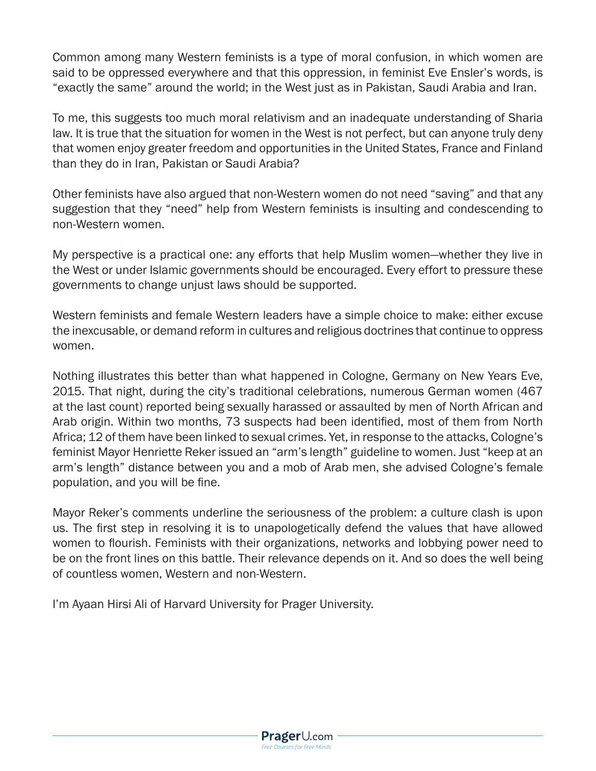Common among many Western feminists is a type of moral confusion, in which women are said to be oppressed everywhere and that this oppression, in feminist Eve Ensler's words, is "exactly the same" around the world; in the West just as in Pakistan, Saudi Arabia and Iran.

To me, this suggests too much moral relativism and an inadequate understanding of Sharia law. It is true that the situation for women in the West is not perfect, but can anyone truly deny that women enjoy greater freedom and opportunities in the United States, France and Finland than they do in Iran, Pakistan or Saudi Arabia?

Other feminists have also argued that non-Western women do not need "saving" and that any suggestion that they "need" help from Western feminists is insulting and condescending to non-Western women.

My perspective is a practical one: any efforts that help Muslim women—whether they live in the West or under Islamic governments should be encouraged. Every effort to pressure these governments to change unjust laws should be supported.

Western feminists and female Western leaders have a simple choice to make: either excuse the inexcusable, or demand reform in cultures and religious doctrines that continue to oppress women.

Nothing illustrates this better than what happened in Cologne, Germany on New Years Eve, 2015. That night, during the city's traditional celebrations, numerous German women (467 at the last count) reported being sexually harassed or assaulted by men of North African and Arab origin. Within two months, 73 suspects had been identified, most of them from North Africa; 12 of them have been linked to sexual crimes. Yet, in response to the attacks, Cologne's feminist Mayor Henriette Reker issued an "arm's length" guideline to women. Just "keep at an arm's length" distance between you and a mob of Arab men, she advised Cologne's female population, and you will be fine.

Mayor Reker's comments underline the seriousness of the problem: a culture clash is upon us. The first step in resolving it is to unapologetically defend the values that have allowed women to flourish. Feminists with their organizations, networks and lobbying power need to be on the front lines on this battle. Their relevance depends on it. And so does the well being of countless women, Western and non-Western.

I'm Ayaan Hirsi Ali of Harvard University for Prager University.